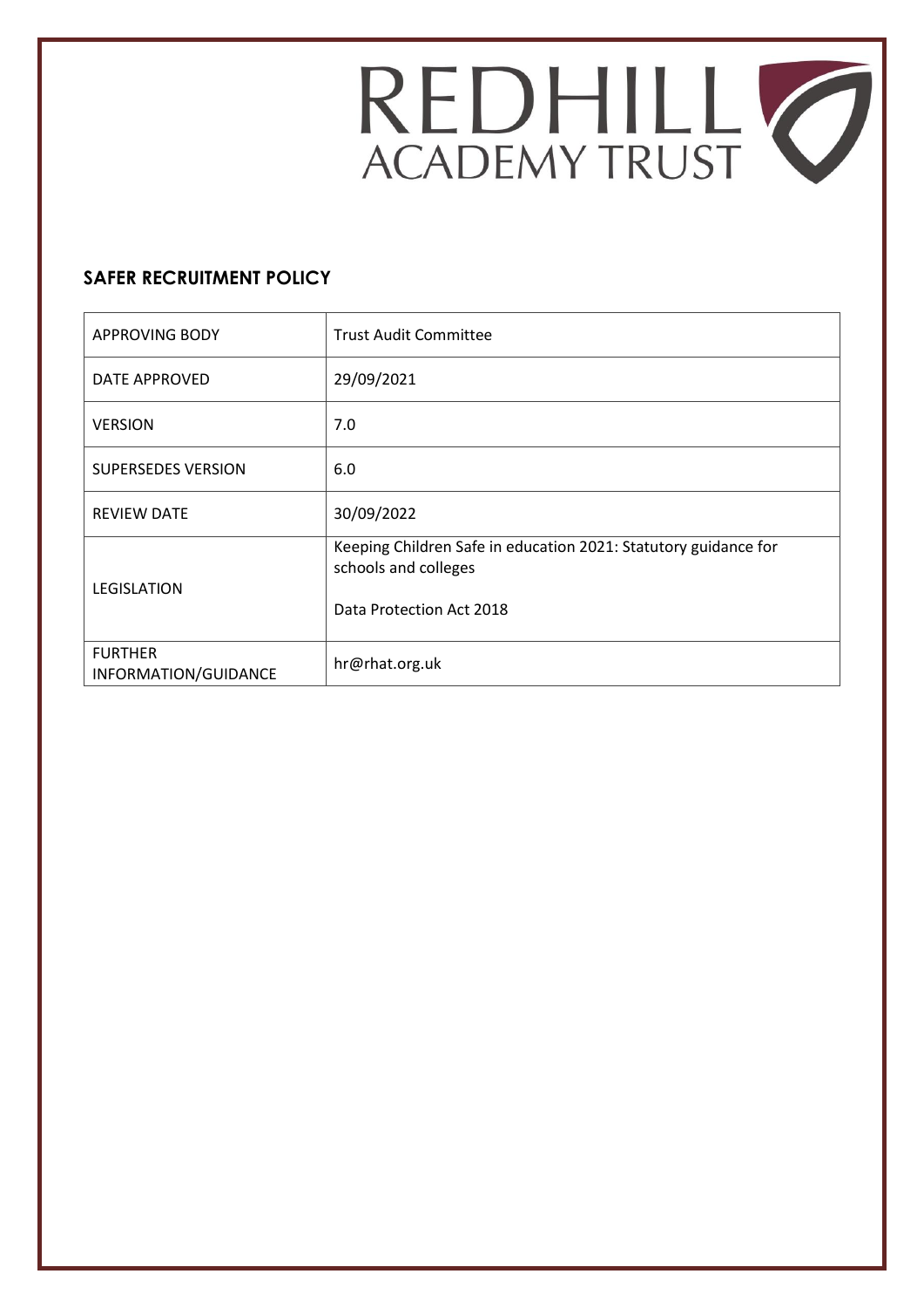REDHILL ACADEMY TRUST

## SAFER RECRUITMENT POLICY

| | |
|---|---|
| APPROVING BODY | Trust Audit Committee |
| DATE APPROVED | 29/09/2021 |
| VERSION | 7.0 |
| SUPERSEDES VERSION | 6.0 |
| REVIEW DATE | 30/09/2022 |
| LEGISLATION | Keeping Children Safe in education 2021: Statutory guidance for schools and colleges<br><br>Data Protection Act 2018 |
| FURTHER INFORMATION/GUIDANCE | hr@rhat.org.uk |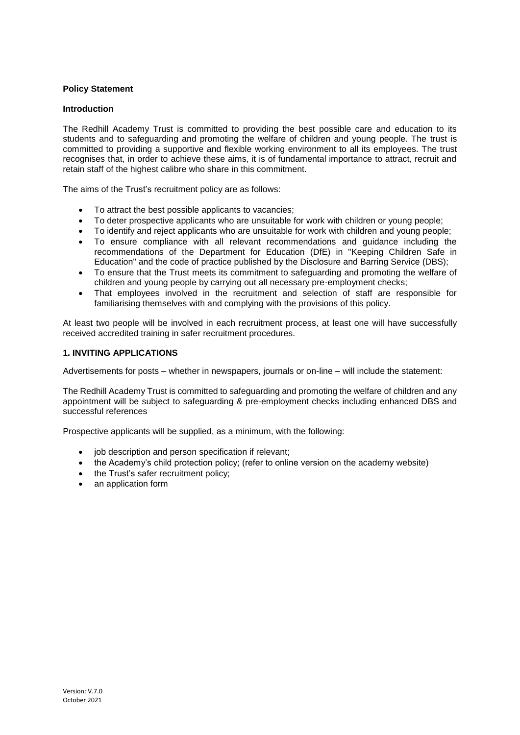**Policy Statement**

**Introduction**

The Redhill Academy Trust is committed to providing the best possible care and education to its students and to safeguarding and promoting the welfare of children and young people. The trust is committed to providing a supportive and flexible working environment to all its employees. The trust recognises that, in order to achieve these aims, it is of fundamental importance to attract, recruit and retain staff of the highest calibre who share in this commitment.

The aims of the Trust's recruitment policy are as follows:

- To attract the best possible applicants to vacancies;
- To deter prospective applicants who are unsuitable for work with children or young people;
- To identify and reject applicants who are unsuitable for work with children and young people;
- To ensure compliance with all relevant recommendations and guidance including the recommendations of the Department for Education (DfE) in "Keeping Children Safe in Education" and the code of practice published by the Disclosure and Barring Service (DBS);
- To ensure that the Trust meets its commitment to safeguarding and promoting the welfare of children and young people by carrying out all necessary pre-employment checks;
- That employees involved in the recruitment and selection of staff are responsible for familiarising themselves with and complying with the provisions of this policy.

At least two people will be involved in each recruitment process, at least one will have successfully received accredited training in safer recruitment procedures.

**1. INVITING APPLICATIONS**

Advertisements for posts – whether in newspapers, journals or on-line – will include the statement:

The Redhill Academy Trust is committed to safeguarding and promoting the welfare of children and any appointment will be subject to safeguarding & pre-employment checks including enhanced DBS and successful references

Prospective applicants will be supplied, as a minimum, with the following:

- job description and person specification if relevant;
- the Academy's child protection policy; (refer to online version on the academy website)
- the Trust's safer recruitment policy;
- an application form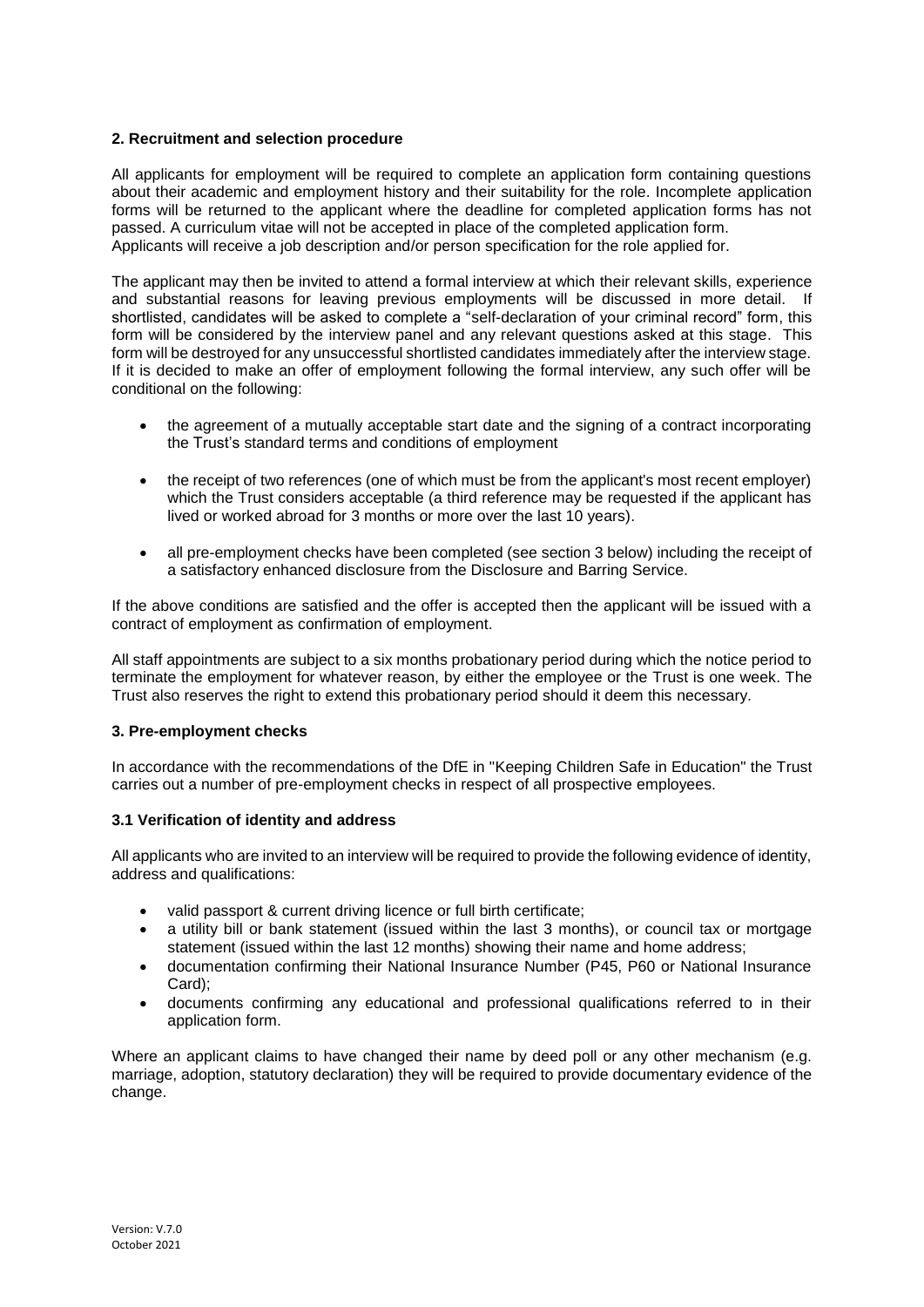## 2. Recruitment and selection procedure

All applicants for employment will be required to complete an application form containing questions about their academic and employment history and their suitability for the role. Incomplete application forms will be returned to the applicant where the deadline for completed application forms has not passed. A curriculum vitae will not be accepted in place of the completed application form. Applicants will receive a job description and/or person specification for the role applied for.

The applicant may then be invited to attend a formal interview at which their relevant skills, experience and substantial reasons for leaving previous employments will be discussed in more detail. If shortlisted, candidates will be asked to complete a "self-declaration of your criminal record" form, this form will be considered by the interview panel and any relevant questions asked at this stage. This form will be destroyed for any unsuccessful shortlisted candidates immediately after the interview stage. If it is decided to make an offer of employment following the formal interview, any such offer will be conditional on the following:

- the agreement of a mutually acceptable start date and the signing of a contract incorporating the Trust's standard terms and conditions of employment
- the receipt of two references (one of which must be from the applicant's most recent employer) which the Trust considers acceptable (a third reference may be requested if the applicant has lived or worked abroad for 3 months or more over the last 10 years).
- all pre-employment checks have been completed (see section 3 below) including the receipt of a satisfactory enhanced disclosure from the Disclosure and Barring Service.

If the above conditions are satisfied and the offer is accepted then the applicant will be issued with a contract of employment as confirmation of employment.

All staff appointments are subject to a six months probationary period during which the notice period to terminate the employment for whatever reason, by either the employee or the Trust is one week. The Trust also reserves the right to extend this probationary period should it deem this necessary.

## 3. Pre-employment checks

In accordance with the recommendations of the DfE in "Keeping Children Safe in Education" the Trust carries out a number of pre-employment checks in respect of all prospective employees.

### 3.1 Verification of identity and address

All applicants who are invited to an interview will be required to provide the following evidence of identity, address and qualifications:

- valid passport & current driving licence or full birth certificate;
- a utility bill or bank statement (issued within the last 3 months), or council tax or mortgage statement (issued within the last 12 months) showing their name and home address;
- documentation confirming their National Insurance Number (P45, P60 or National Insurance Card);
- documents confirming any educational and professional qualifications referred to in their application form.

Where an applicant claims to have changed their name by deed poll or any other mechanism (e.g. marriage, adoption, statutory declaration) they will be required to provide documentary evidence of the change.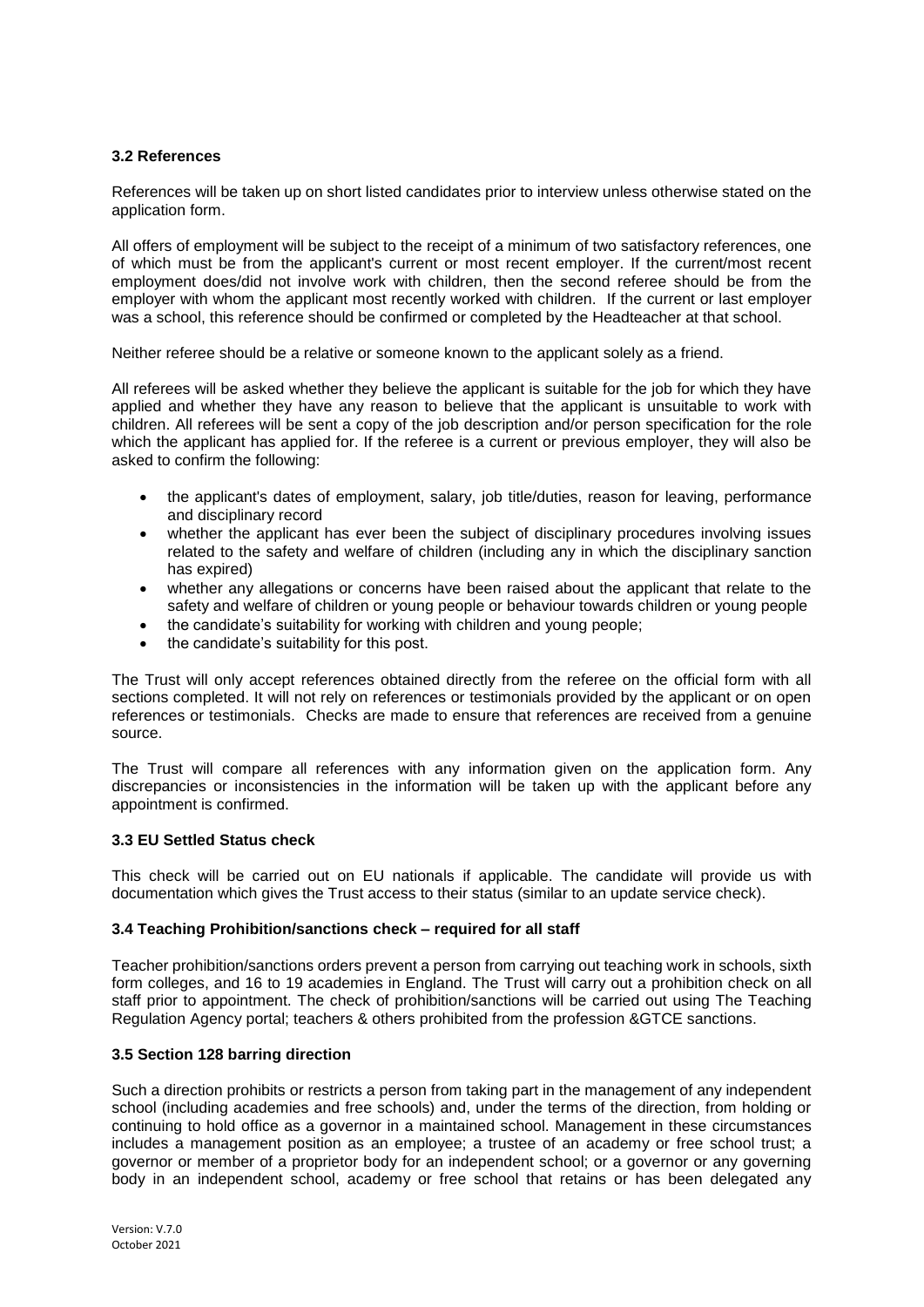### 3.2 References

References will be taken up on short listed candidates prior to interview unless otherwise stated on the application form.

All offers of employment will be subject to the receipt of a minimum of two satisfactory references, one of which must be from the applicant's current or most recent employer. If the current/most recent employment does/did not involve work with children, then the second referee should be from the employer with whom the applicant most recently worked with children. If the current or last employer was a school, this reference should be confirmed or completed by the Headteacher at that school.

Neither referee should be a relative or someone known to the applicant solely as a friend.

All referees will be asked whether they believe the applicant is suitable for the job for which they have applied and whether they have any reason to believe that the applicant is unsuitable to work with children. All referees will be sent a copy of the job description and/or person specification for the role which the applicant has applied for. If the referee is a current or previous employer, they will also be asked to confirm the following:

- the applicant's dates of employment, salary, job title/duties, reason for leaving, performance and disciplinary record
- whether the applicant has ever been the subject of disciplinary procedures involving issues related to the safety and welfare of children (including any in which the disciplinary sanction has expired)
- whether any allegations or concerns have been raised about the applicant that relate to the safety and welfare of children or young people or behaviour towards children or young people
- the candidate's suitability for working with children and young people;
- the candidate's suitability for this post.

The Trust will only accept references obtained directly from the referee on the official form with all sections completed. It will not rely on references or testimonials provided by the applicant or on open references or testimonials. Checks are made to ensure that references are received from a genuine source.

The Trust will compare all references with any information given on the application form. Any discrepancies or inconsistencies in the information will be taken up with the applicant before any appointment is confirmed.

### 3.3 EU Settled Status check

This check will be carried out on EU nationals if applicable. The candidate will provide us with documentation which gives the Trust access to their status (similar to an update service check).

### 3.4 Teaching Prohibition/sanctions check – required for all staff

Teacher prohibition/sanctions orders prevent a person from carrying out teaching work in schools, sixth form colleges, and 16 to 19 academies in England. The Trust will carry out a prohibition check on all staff prior to appointment. The check of prohibition/sanctions will be carried out using The Teaching Regulation Agency portal; teachers & others prohibited from the profession &GTCE sanctions.

### 3.5 Section 128 barring direction

Such a direction prohibits or restricts a person from taking part in the management of any independent school (including academies and free schools) and, under the terms of the direction, from holding or continuing to hold office as a governor in a maintained school. Management in these circumstances includes a management position as an employee; a trustee of an academy or free school trust; a governor or member of a proprietor body for an independent school; or a governor or any governing body in an independent school, academy or free school that retains or has been delegated any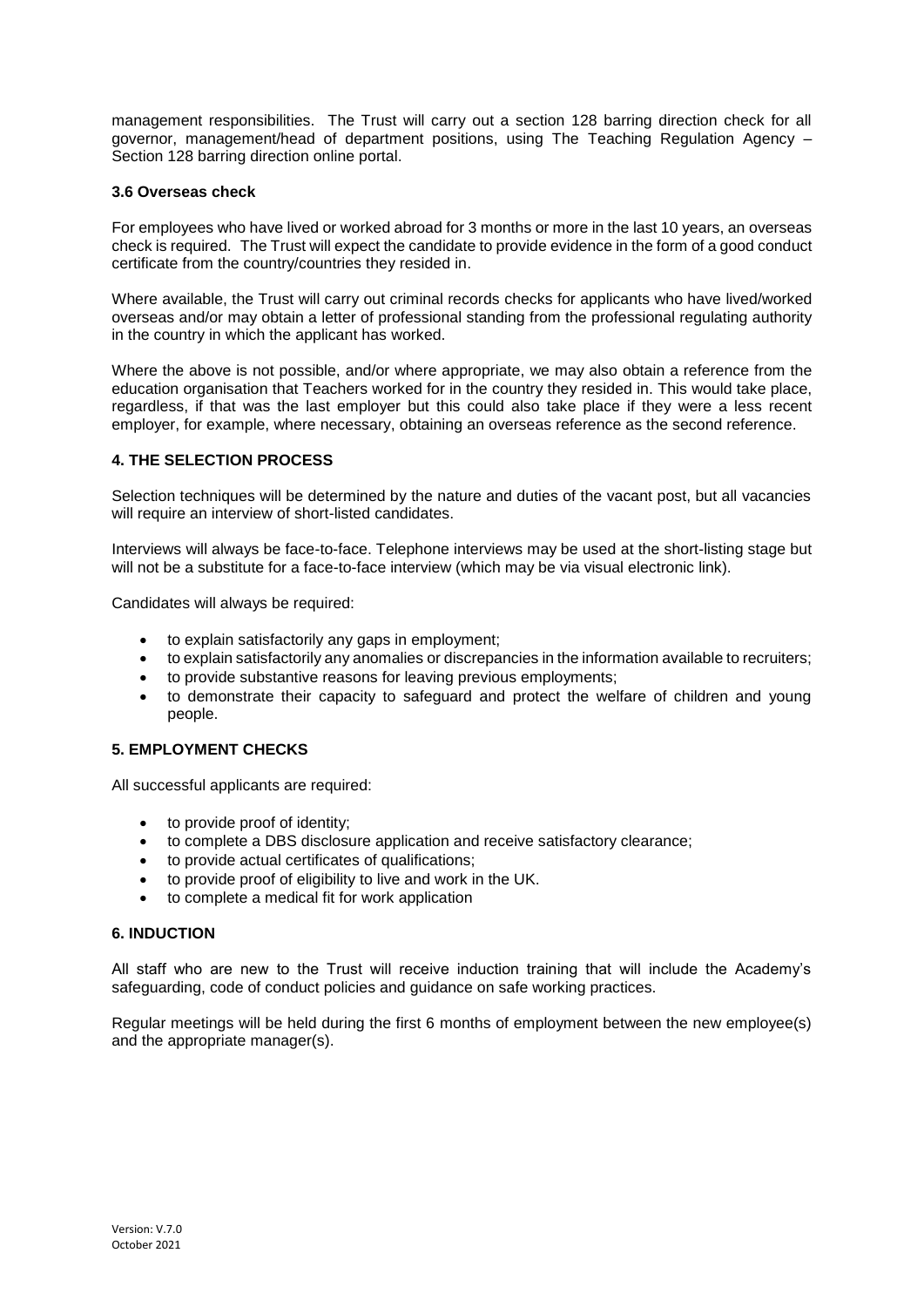management responsibilities. The Trust will carry out a section 128 barring direction check for all governor, management/head of department positions, using The Teaching Regulation Agency – Section 128 barring direction online portal.

### 3.6 Overseas check

For employees who have lived or worked abroad for 3 months or more in the last 10 years, an overseas check is required. The Trust will expect the candidate to provide evidence in the form of a good conduct certificate from the country/countries they resided in.

Where available, the Trust will carry out criminal records checks for applicants who have lived/worked overseas and/or may obtain a letter of professional standing from the professional regulating authority in the country in which the applicant has worked.

Where the above is not possible, and/or where appropriate, we may also obtain a reference from the education organisation that Teachers worked for in the country they resided in. This would take place, regardless, if that was the last employer but this could also take place if they were a less recent employer, for example, where necessary, obtaining an overseas reference as the second reference.

## 4. THE SELECTION PROCESS

Selection techniques will be determined by the nature and duties of the vacant post, but all vacancies will require an interview of short-listed candidates.

Interviews will always be face-to-face. Telephone interviews may be used at the short-listing stage but will not be a substitute for a face-to-face interview (which may be via visual electronic link).

Candidates will always be required:

- to explain satisfactorily any gaps in employment;
- to explain satisfactorily any anomalies or discrepancies in the information available to recruiters;
- to provide substantive reasons for leaving previous employments;
- to demonstrate their capacity to safeguard and protect the welfare of children and young people.

## 5. EMPLOYMENT CHECKS

All successful applicants are required:

- to provide proof of identity;
- to complete a DBS disclosure application and receive satisfactory clearance;
- to provide actual certificates of qualifications;
- to provide proof of eligibility to live and work in the UK.
- to complete a medical fit for work application

## 6. INDUCTION

All staff who are new to the Trust will receive induction training that will include the Academy's safeguarding, code of conduct policies and guidance on safe working practices.

Regular meetings will be held during the first 6 months of employment between the new employee(s) and the appropriate manager(s).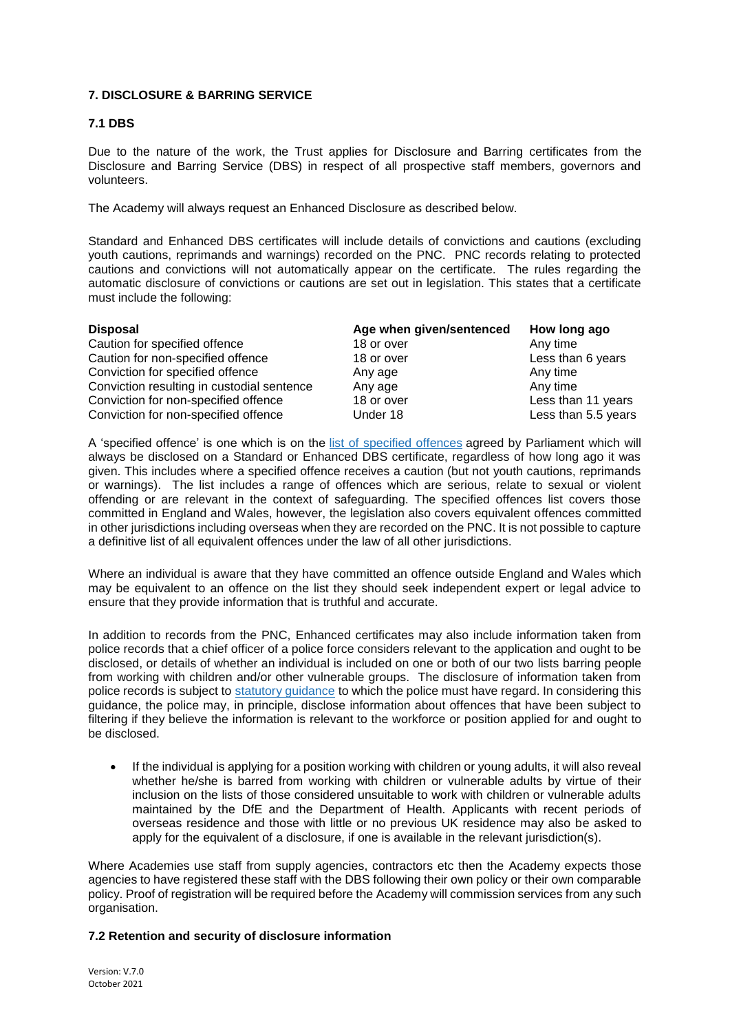## 7. DISCLOSURE & BARRING SERVICE

### 7.1 DBS

Due to the nature of the work, the Trust applies for Disclosure and Barring certificates from the Disclosure and Barring Service (DBS) in respect of all prospective staff members, governors and volunteers.

The Academy will always request an Enhanced Disclosure as described below.

Standard and Enhanced DBS certificates will include details of convictions and cautions (excluding youth cautions, reprimands and warnings) recorded on the PNC. PNC records relating to protected cautions and convictions will not automatically appear on the certificate. The rules regarding the automatic disclosure of convictions or cautions are set out in legislation. This states that a certificate must include the following:

| Disposal | Age when given/sentenced | How long ago |
|---|---|---|
| Caution for specified offence | 18 or over | Any time |
| Caution for non-specified offence | 18 or over | Less than 6 years |
| Conviction for specified offence | Any age | Any time |
| Conviction resulting in custodial sentence | Any age | Any time |
| Conviction for non-specified offence | 18 or over | Less than 11 years |
| Conviction for non-specified offence | Under 18 | Less than 5.5 years |

A 'specified offence' is one which is on the list of specified offences agreed by Parliament which will always be disclosed on a Standard or Enhanced DBS certificate, regardless of how long ago it was given. This includes where a specified offence receives a caution (but not youth cautions, reprimands or warnings). The list includes a range of offences which are serious, relate to sexual or violent offending or are relevant in the context of safeguarding. The specified offences list covers those committed in England and Wales, however, the legislation also covers equivalent offences committed in other jurisdictions including overseas when they are recorded on the PNC. It is not possible to capture a definitive list of all equivalent offences under the law of all other jurisdictions.

Where an individual is aware that they have committed an offence outside England and Wales which may be equivalent to an offence on the list they should seek independent expert or legal advice to ensure that they provide information that is truthful and accurate.

In addition to records from the PNC, Enhanced certificates may also include information taken from police records that a chief officer of a police force considers relevant to the application and ought to be disclosed, or details of whether an individual is included on one or both of our two lists barring people from working with children and/or other vulnerable groups. The disclosure of information taken from police records is subject to statutory guidance to which the police must have regard. In considering this guidance, the police may, in principle, disclose information about offences that have been subject to filtering if they believe the information is relevant to the workforce or position applied for and ought to be disclosed.

- If the individual is applying for a position working with children or young adults, it will also reveal whether he/she is barred from working with children or vulnerable adults by virtue of their inclusion on the lists of those considered unsuitable to work with children or vulnerable adults maintained by the DfE and the Department of Health. Applicants with recent periods of overseas residence and those with little or no previous UK residence may also be asked to apply for the equivalent of a disclosure, if one is available in the relevant jurisdiction(s).

Where Academies use staff from supply agencies, contractors etc then the Academy expects those agencies to have registered these staff with the DBS following their own policy or their own comparable policy. Proof of registration will be required before the Academy will commission services from any such organisation.

### 7.2 Retention and security of disclosure information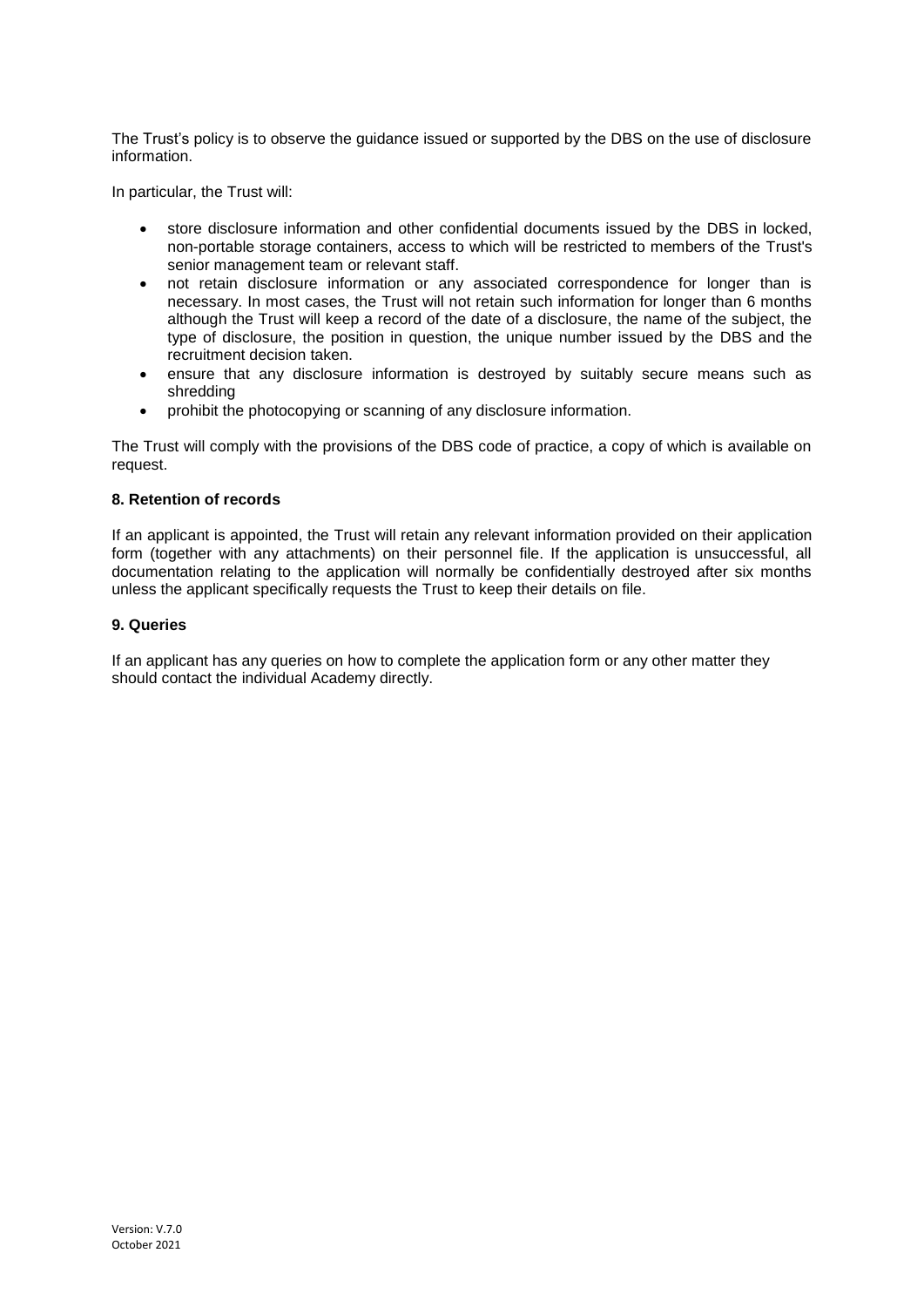The Trust's policy is to observe the guidance issued or supported by the DBS on the use of disclosure information.

In particular, the Trust will:

- store disclosure information and other confidential documents issued by the DBS in locked, non-portable storage containers, access to which will be restricted to members of the Trust's senior management team or relevant staff.
- not retain disclosure information or any associated correspondence for longer than is necessary. In most cases, the Trust will not retain such information for longer than 6 months although the Trust will keep a record of the date of a disclosure, the name of the subject, the type of disclosure, the position in question, the unique number issued by the DBS and the recruitment decision taken.
- ensure that any disclosure information is destroyed by suitably secure means such as shredding
- prohibit the photocopying or scanning of any disclosure information.

The Trust will comply with the provisions of the DBS code of practice, a copy of which is available on request.

**8. Retention of records**

If an applicant is appointed, the Trust will retain any relevant information provided on their application form (together with any attachments) on their personnel file. If the application is unsuccessful, all documentation relating to the application will normally be confidentially destroyed after six months unless the applicant specifically requests the Trust to keep their details on file.

**9. Queries**

If an applicant has any queries on how to complete the application form or any other matter they should contact the individual Academy directly.